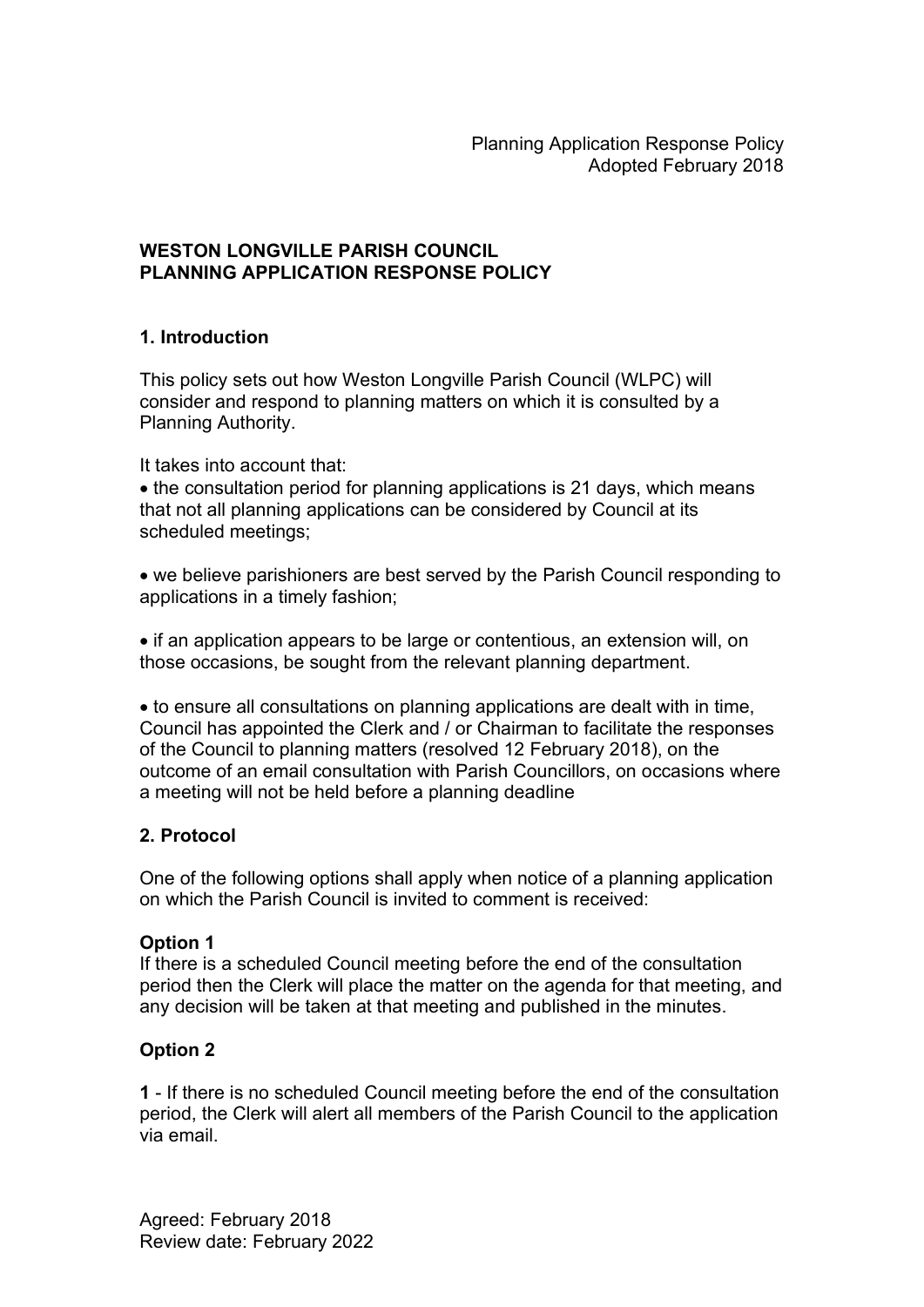Planning Application Response Policy
Adopted February 2018

**WESTON LONGVILLE PARISH COUNCIL**
**PLANNING APPLICATION RESPONSE POLICY**

## 1. Introduction

This policy sets out how Weston Longville Parish Council (WLPC) will consider and respond to planning matters on which it is consulted by a Planning Authority.

It takes into account that:

- the consultation period for planning applications is 21 days, which means that not all planning applications can be considered by Council at its scheduled meetings;
- we believe parishioners are best served by the Parish Council responding to applications in a timely fashion;
- if an application appears to be large or contentious, an extension will, on those occasions, be sought from the relevant planning department.
- to ensure all consultations on planning applications are dealt with in time, Council has appointed the Clerk and / or Chairman to facilitate the responses of the Council to planning matters (resolved 12 February 2018), on the outcome of an email consultation with Parish Councillors, on occasions where a meeting will not be held before a planning deadline

## 2. Protocol

One of the following options shall apply when notice of a planning application on which the Parish Council is invited to comment is received:

### Option 1

If there is a scheduled Council meeting before the end of the consultation period then the Clerk will place the matter on the agenda for that meeting, and any decision will be taken at that meeting and published in the minutes.

### Option 2

**1** - If there is no scheduled Council meeting before the end of the consultation period, the Clerk will alert all members of the Parish Council to the application via email.

Agreed: February 2018
Review date: February 2022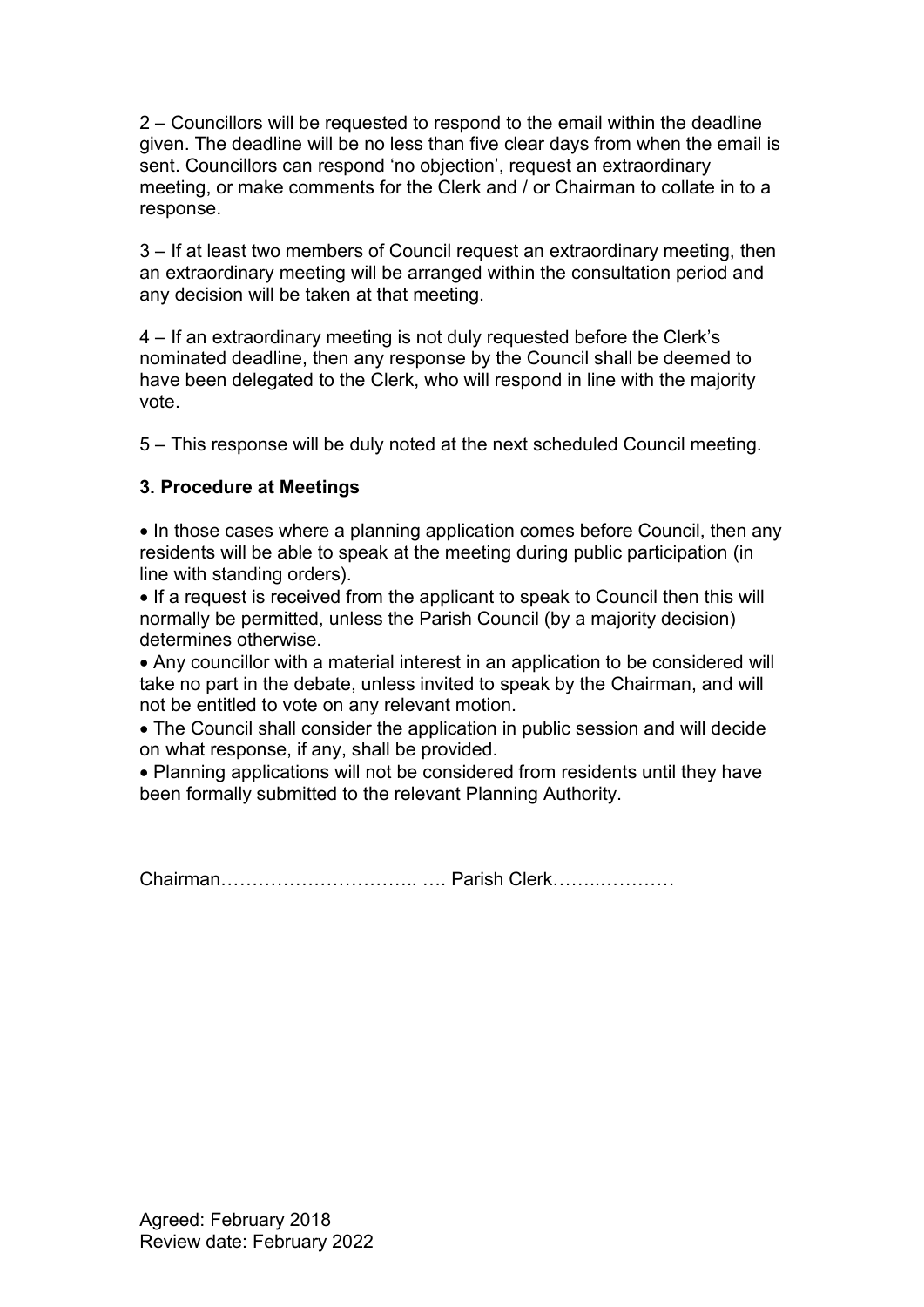2 – Councillors will be requested to respond to the email within the deadline given. The deadline will be no less than five clear days from when the email is sent. Councillors can respond 'no objection', request an extraordinary meeting, or make comments for the Clerk and / or Chairman to collate in to a response.

3 – If at least two members of Council request an extraordinary meeting, then an extraordinary meeting will be arranged within the consultation period and any decision will be taken at that meeting.

4 – If an extraordinary meeting is not duly requested before the Clerk's nominated deadline, then any response by the Council shall be deemed to have been delegated to the Clerk, who will respond in line with the majority vote.

5 – This response will be duly noted at the next scheduled Council meeting.

### 3. Procedure at Meetings

- In those cases where a planning application comes before Council, then any residents will be able to speak at the meeting during public participation (in line with standing orders).
- If a request is received from the applicant to speak to Council then this will normally be permitted, unless the Parish Council (by a majority decision) determines otherwise.
- Any councillor with a material interest in an application to be considered will take no part in the debate, unless invited to speak by the Chairman, and will not be entitled to vote on any relevant motion.
- The Council shall consider the application in public session and will decide on what response, if any, shall be provided.
- Planning applications will not be considered from residents until they have been formally submitted to the relevant Planning Authority.

Chairman………………………….. …. Parish Clerk……..…………

Agreed: February 2018
Review date: February 2022